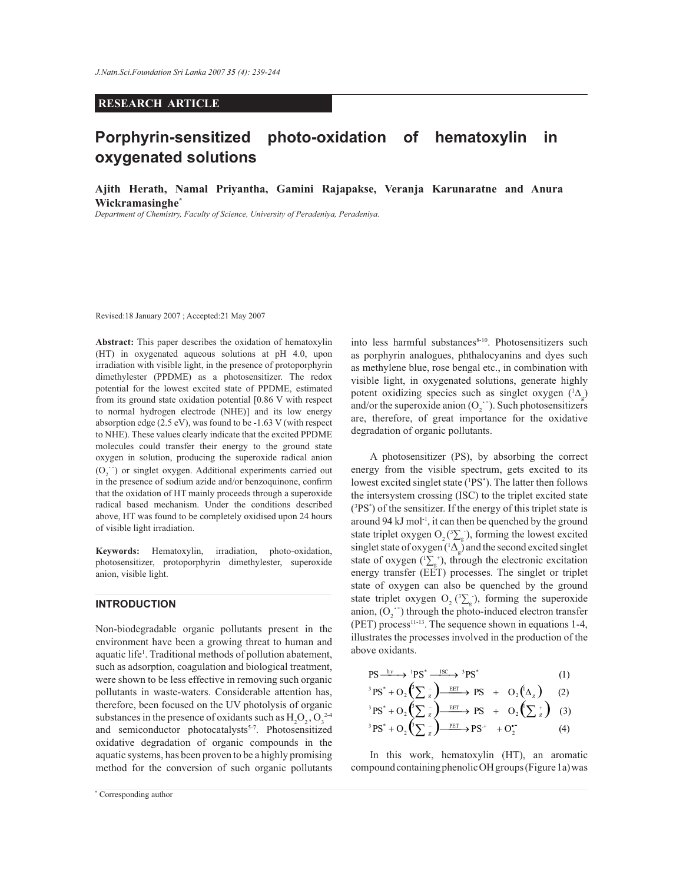**RESEARCH ARTICLE**

# Porphyrin-sensitized photo-oxidation of hematoxylin in oxygenated solutions

**Ajith Herath, Namal Priyantha, Gamini Rajapakse, Veranja Karunaratne and Anura Wickramasinghe***

*Department of Chemistry, Faculty of Science, University of Peradeniya, Peradeniya.*

Revised:18 January 2007 ; Accepted:21 May 2007

**Abstract:** This paper describes the oxidation of hematoxylin (HT) in oxygenated aqueous solutions at pH 4.0, upon irradiation with visible light, in the presence of protoporphyrin dimethylester (PPDME) as a photosensitizer. The redox potential for the lowest excited state of PPDME, estimated from its ground state oxidation potential [0.86 V with respect to normal hydrogen electrode (NHE)] and its low energy absorption edge (2.5 eV), was found to be -1.63 V (with respect to NHE). These values clearly indicate that the excited PPDME molecules could transfer their energy to the ground state oxygen in solution, producing the superoxide radical anion ($O_2^{\cdot -}$) or singlet oxygen. Additional experiments carried out in the presence of sodium azide and/or benzoquinone, confirm that the oxidation of HT mainly proceeds through a superoxide radical based mechanism. Under the conditions described above, HT was found to be completely oxidised upon 24 hours of visible light irradiation.

**Keywords:** Hematoxylin, irradiation, photo-oxidation, photosensitizer, protoporphyrin dimethylester, superoxide anion, visible light.

## INTRODUCTION

Non-biodegradable organic pollutants present in the environment have been a growing threat to human and aquatic life[1]. Traditional methods of pollution abatement, such as adsorption, coagulation and biological treatment, were shown to be less effective in removing such organic pollutants in waste-waters. Considerable attention has, therefore, been focused on the UV photolysis of organic substances in the presence of oxidants such as $H_2O_2$, $O_3$[2-4] and semiconductor photocatalysts[5-7]. Photosensitized oxidative degradation of organic compounds in the aquatic systems, has been proven to be a highly promising method for the conversion of such organic pollutants into less harmful substances[8-10]. Photosensitizers such as porphyrin analogues, phthalocyanins and dyes such as methylene blue, rose bengal etc., in combination with visible light, in oxygenated solutions, generate highly potent oxidizing species such as singlet oxygen ($^1\Delta_g$) and/or the superoxide anion ($O_2^{\cdot -}$). Such photosensitizers are, therefore, of great importance for the oxidative degradation of organic pollutants.

A photosensitizer (PS), by absorbing the correct energy from the visible spectrum, gets excited to its lowest excited singlet state ($^1PS^*$). The latter then follows the intersystem crossing (ISC) to the triplet excited state ($^3PS^*$) of the sensitizer. If the energy of this triplet state is around 94 kJ mol$^{-1}$, it can then be quenched by the ground state triplet oxygen $O_2\,(^3\Sigma_g^-)$, forming the lowest excited singlet state of oxygen ($^1\Delta_g$) and the second excited singlet state of oxygen ($^1\Sigma_g^+$), through the electronic excitation energy transfer (EET) processes. The singlet or triplet state of oxygen can also be quenched by the ground state triplet oxygen $O_2\,(^3\Sigma_g^-)$, forming the superoxide anion, ($O_2^{\cdot -}$) through the photo-induced electron transfer (PET) process[11-13]. The sequence shown in equations 1-4, illustrates the processes involved in the production of the above oxidants.

$$PS \xrightarrow{h\nu} {}^1PS^* \xrightarrow{ISC} {}^3PS^* \qquad (1)$$

$${}^3PS^* + O_2\left({}^3\Sigma_g^-\right) \xrightarrow{EET} PS + O_2\left({}^1\Delta_g\right) \qquad (2)$$

$${}^3PS^* + O_2\left({}^3\Sigma_g^-\right) \xrightarrow{EET} PS + O_2\left({}^1\Sigma_g^+\right) \qquad (3)$$

$${}^3PS^* + O_2\left({}^3\Sigma_g^-\right) \xrightarrow{PET} PS^+ + O_2^{\cdot -} \qquad (4)$$

In this work, hematoxylin (HT), an aromatic compound containing phenolic OH groups (Figure 1a) was

* Corresponding author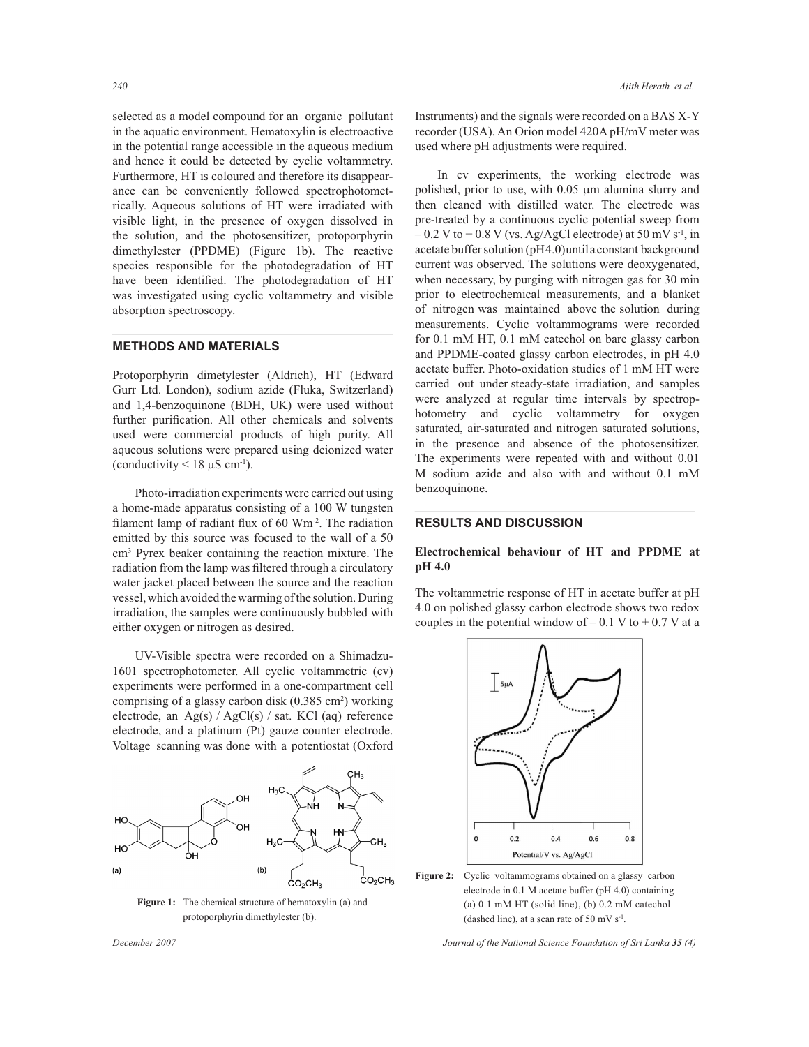selected as a model compound for an organic pollutant in the aquatic environment. Hematoxylin is electroactive in the potential range accessible in the aqueous medium and hence it could be detected by cyclic voltammetry. Furthermore, HT is coloured and therefore its disappearance can be conveniently followed spectrophotometrically. Aqueous solutions of HT were irradiated with visible light, in the presence of oxygen dissolved in the solution, and the photosensitizer, protoporphyrin dimethylester (PPDME) (Figure 1b). The reactive species responsible for the photodegradation of HT have been identified. The photodegradation of HT was investigated using cyclic voltammetry and visible absorption spectroscopy.

## METHODS AND MATERIALS

Protoporphyrin dimetylester (Aldrich), HT (Edward Gurr Ltd. London), sodium azide (Fluka, Switzerland) and 1,4-benzoquinone (BDH, UK) were used without further purification. All other chemicals and solvents used were commercial products of high purity. All aqueous solutions were prepared using deionized water (conductivity < 18 μS $cm^{-1}$).

Photo-irradiation experiments were carried out using a home-made apparatus consisting of a 100 W tungsten filament lamp of radiant flux of 60 $Wm^{-2}$. The radiation emitted by this source was focused to the wall of a 50 $cm^3$ Pyrex beaker containing the reaction mixture. The radiation from the lamp was filtered through a circulatory water jacket placed between the source and the reaction vessel, which avoided the warming of the solution. During irradiation, the samples were continuously bubbled with either oxygen or nitrogen as desired.

UV-Visible spectra were recorded on a Shimadzu-1601 spectrophotometer. All cyclic voltammetric (cv) experiments were performed in a one-compartment cell comprising of a glassy carbon disk (0.385 $cm^2$) working electrode, an Ag(s) / AgCl(s) / sat. KCl (aq) reference electrode, and a platinum (Pt) gauze counter electrode. Voltage scanning was done with a potentiostat (Oxford Instruments) and the signals were recorded on a BAS X-Y recorder (USA). An Orion model 420A pH/mV meter was used where pH adjustments were required.

Figure 1: The chemical structure of hematoxylin (a) and protoporphyrin dimethylester (b).

In cv experiments, the working electrode was polished, prior to use, with 0.05 μm alumina slurry and then cleaned with distilled water. The electrode was pre-treated by a continuous cyclic potential sweep from – 0.2 V to + 0.8 V (vs. Ag/AgCl electrode) at 50 mV $s^{-1}$, in acetate buffer solution (pH4.0) until a constant background current was observed. The solutions were deoxygenated, when necessary, by purging with nitrogen gas for 30 min prior to electrochemical measurements, and a blanket of nitrogen was maintained above the solution during measurements. Cyclic voltammograms were recorded for 0.1 mM HT, 0.1 mM catechol on bare glassy carbon and PPDME-coated glassy carbon electrodes, in pH 4.0 acetate buffer. Photo-oxidation studies of 1 mM HT were carried out under steady-state irradiation, and samples were analyzed at regular time intervals by spectrophotometry and cyclic voltammetry for oxygen saturated, air-saturated and nitrogen saturated solutions, in the presence and absence of the photosensitizer. The experiments were repeated with and without 0.01 M sodium azide and also with and without 0.1 mM benzoquinone.

## RESULTS AND DISCUSSION

### Electrochemical behaviour of HT and PPDME at pH 4.0

The voltammetric response of HT in acetate buffer at pH 4.0 on polished glassy carbon electrode shows two redox couples in the potential window of – 0.1 V to + 0.7 V at a

Figure 2: Cyclic voltammograms obtained on a glassy carbon electrode in 0.1 M acetate buffer (pH 4.0) containing (a) 0.1 mM HT (solid line), (b) 0.2 mM catechol (dashed line), at a scan rate of 50 mV $s^{-1}$.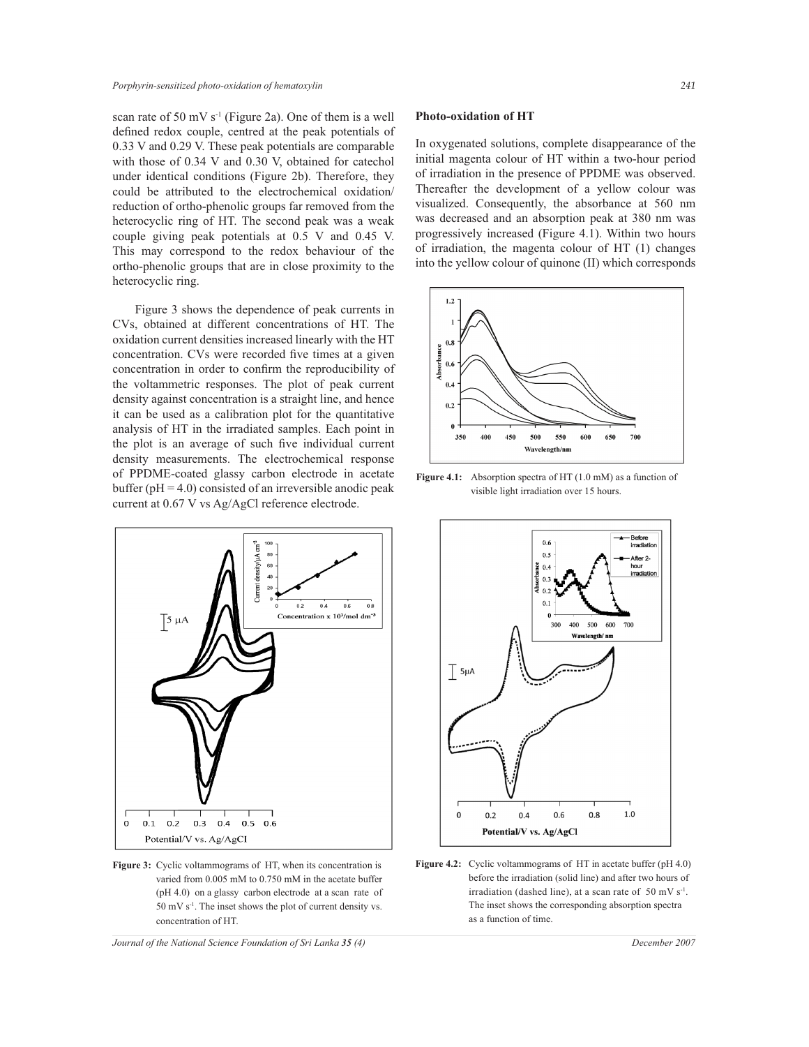scan rate of 50 mV $s^{-1}$ (Figure 2a). One of them is a well defined redox couple, centred at the peak potentials of 0.33 V and 0.29 V. These peak potentials are comparable with those of 0.34 V and 0.30 V, obtained for catechol under identical conditions (Figure 2b). Therefore, they could be attributed to the electrochemical oxidation/reduction of ortho-phenolic groups far removed from the heterocyclic ring of HT. The second peak was a weak couple giving peak potentials at 0.5 V and 0.45 V. This may correspond to the redox behaviour of the ortho-phenolic groups that are in close proximity to the heterocyclic ring.

Figure 3 shows the dependence of peak currents in CVs, obtained at different concentrations of HT. The oxidation current densities increased linearly with the HT concentration. CVs were recorded five times at a given concentration in order to confirm the reproducibility of the voltammetric responses. The plot of peak current density against concentration is a straight line, and hence it can be used as a calibration plot for the quantitative analysis of HT in the irradiated samples. Each point in the plot is an average of such five individual current density measurements. The electrochemical response of PPDME-coated glassy carbon electrode in acetate buffer (pH = 4.0) consisted of an irreversible anodic peak current at 0.67 V vs Ag/AgCl reference electrode.

**Figure 3:** Cyclic voltammograms of HT, when its concentration is varied from 0.005 mM to 0.750 mM in the acetate buffer (pH 4.0) on a glassy carbon electrode at a scan rate of 50 mV $s^{-1}$. The inset shows the plot of current density vs. concentration of HT.

### Photo-oxidation of HT

In oxygenated solutions, complete disappearance of the initial magenta colour of HT within a two-hour period of irradiation in the presence of PPDME was observed. Thereafter the development of a yellow colour was visualized. Consequently, the absorbance at 560 nm was decreased and an absorption peak at 380 nm was progressively increased (Figure 4.1). Within two hours of irradiation, the magenta colour of HT (1) changes into the yellow colour of quinone (II) which corresponds

**Figure 4.1:** Absorption spectra of HT (1.0 mM) as a function of visible light irradiation over 15 hours.

**Figure 4.2:** Cyclic voltammograms of HT in acetate buffer (pH 4.0) before the irradiation (solid line) and after two hours of irradiation (dashed line), at a scan rate of 50 mV $s^{-1}$. The inset shows the corresponding absorption spectra as a function of time.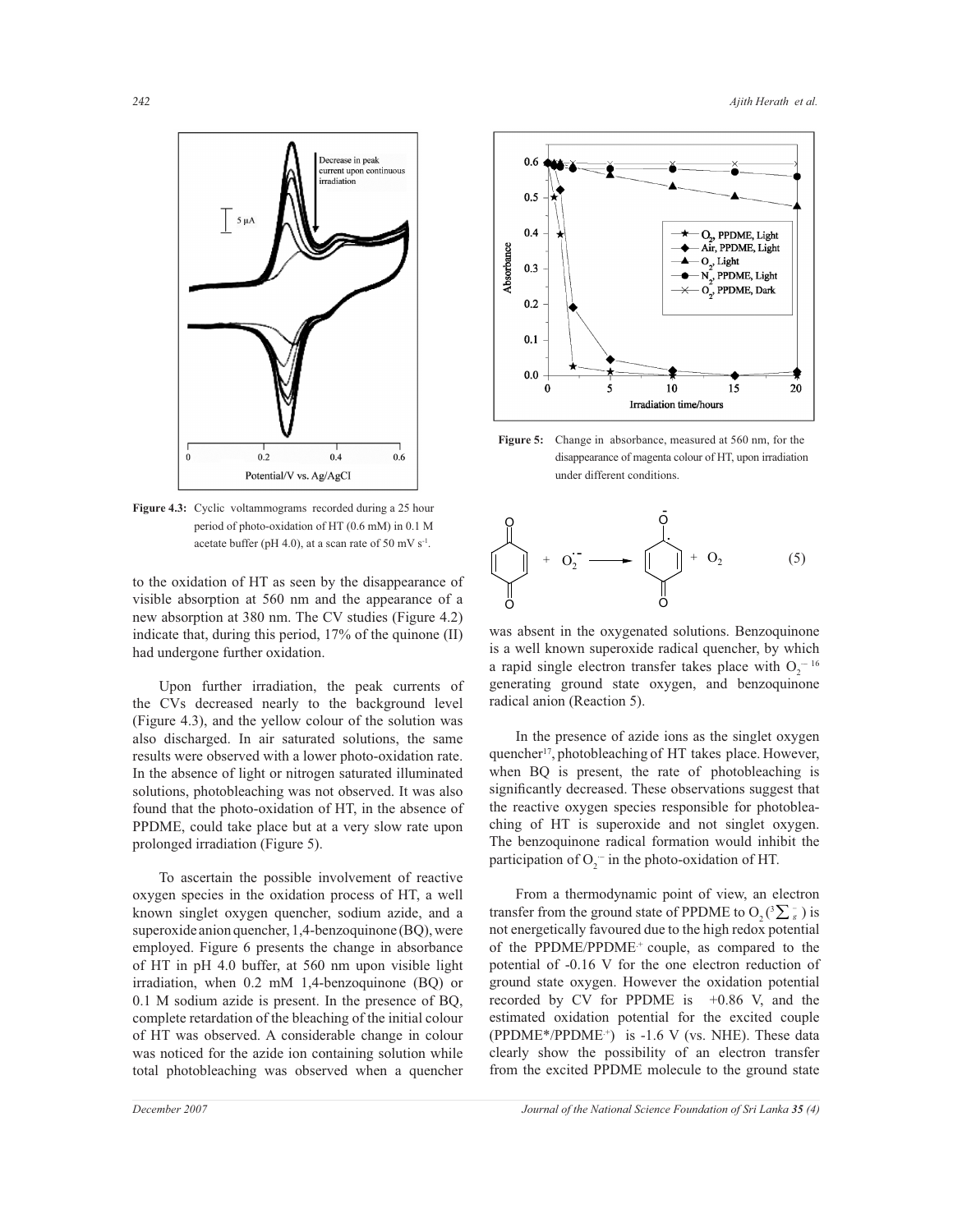Figure 4.3: Cyclic voltammograms recorded during a 25 hour period of photo-oxidation of HT (0.6 mM) in 0.1 M acetate buffer (pH 4.0), at a scan rate of 50 mV $s^{-1}$.

to the oxidation of HT as seen by the disappearance of visible absorption at 560 nm and the appearance of a new absorption at 380 nm. The CV studies (Figure 4.2) indicate that, during this period, 17% of the quinone (II) had undergone further oxidation.

Upon further irradiation, the peak currents of the CVs decreased nearly to the background level (Figure 4.3), and the yellow colour of the solution was also discharged. In air saturated solutions, the same results were observed with a lower photo-oxidation rate. In the absence of light or nitrogen saturated illuminated solutions, photobleaching was not observed. It was also found that the photo-oxidation of HT, in the absence of PPDME, could take place but at a very slow rate upon prolonged irradiation (Figure 5).

To ascertain the possible involvement of reactive oxygen species in the oxidation process of HT, a well known singlet oxygen quencher, sodium azide, and a superoxide anion quencher, 1,4-benzoquinone (BQ), were employed. Figure 6 presents the change in absorbance of HT in pH 4.0 buffer, at 560 nm upon visible light irradiation, when 0.2 mM 1,4-benzoquinone (BQ) or 0.1 M sodium azide is present. In the presence of BQ, complete retardation of the bleaching of the initial colour of HT was observed. A considerable change in colour was noticed for the azide ion containing solution while total photobleaching was observed when a quencher was absent in the oxygenated solutions. Benzoquinone is a well known superoxide radical quencher, by which a rapid single electron transfer takes place with $O_2^{\cdot -}$ [16] generating ground state oxygen, and benzoquinone radical anion (Reaction 5).

Figure 5: Change in absorbance, measured at 560 nm, for the disappearance of magenta colour of HT, upon irradiation under different conditions.

$$BQ + O_2^{\cdot -} \longrightarrow BQ^{\cdot -} + O_2 \qquad (5)$$

In the presence of azide ions as the singlet oxygen quencher[17], photobleaching of HT takes place. However, when BQ is present, the rate of photobleaching is significantly decreased. These observations suggest that the reactive oxygen species responsible for photobleaching of HT is superoxide and not singlet oxygen. The benzoquinone radical formation would inhibit the participation of $O_2^{\cdot -}$ in the photo-oxidation of HT.

From a thermodynamic point of view, an electron transfer from the ground state of PPDME to $O_2\,(^3\Sigma_g^-)$ is not energetically favoured due to the high redox potential of the $PPDME/PPDME^{\cdot +}$ couple, as compared to the potential of -0.16 V for the one electron reduction of ground state oxygen. However the oxidation potential recorded by CV for PPDME is +0.86 V, and the estimated oxidation potential for the excited couple ($PPDME^*/PPDME^{\cdot +}$) is -1.6 V (vs. NHE). These data clearly show the possibility of an electron transfer from the excited PPDME molecule to the ground state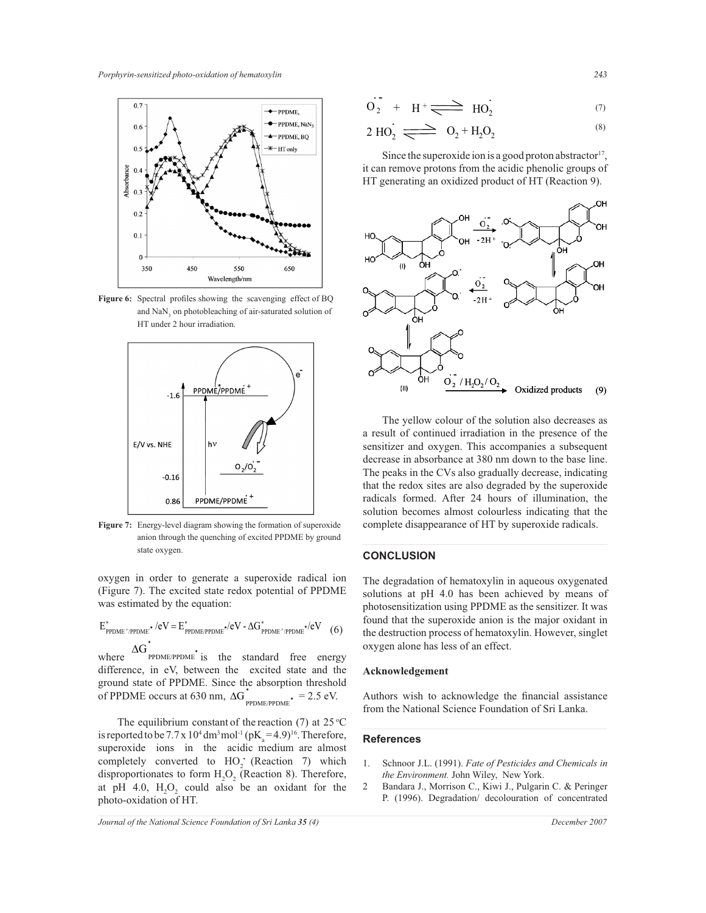Figure 6: Spectral profiles showing the scavenging effect of BQ and $NaN_3$ on photobleaching of air-saturated solution of HT under 2 hour irradiation.

Figure 7: Energy-level diagram showing the formation of superoxide anion through the quenching of excited PPDME by ground state oxygen.

oxygen in order to generate a superoxide radical ion (Figure 7). The excited state redox potential of PPDME was estimated by the equation:

$$E^*_{PPDME^{+}/PPDME^*}/eV = E^*_{PPDME/PPDME^*}/eV - \Delta G^*_{PPDME^{+}/PPDME^*}/eV \quad (6)$$

where $\Delta G^*_{PPDME/PPDME^*}$ is the standard free energy difference, in eV, between the excited state and the ground state of PPDME. Since the absorption threshold of PPDME occurs at 630 nm, $\Delta G^*_{PPDME/PPDME^*} = 2.5$ eV.

The equilibrium constant of the reaction (7) at 25 °C is reported to be $7.7 \times 10^4$ $dm^3 mol^{-1}$ ($pK_a = 4.9$)[16]. Therefore, superoxide ions in the acidic medium are almost completely converted to $HO_2^{\cdot}$ (Reaction 7) which disproportionates to form $H_2O_2$ (Reaction 8). Therefore, at pH 4.0, $H_2O_2$ could also be an oxidant for the photo-oxidation of HT.

$$O_2^{\cdot -} + H^+ \rightleftharpoons HO_2^{\cdot} \quad (7)$$

$$2\,HO_2^{\cdot} \rightleftharpoons O_2 + H_2O_2 \quad (8)$$

Since the superoxide ion is a good proton abstractor[17], it can remove protons from the acidic phenolic groups of HT generating an oxidized product of HT (Reaction 9).

$$\text{(I)} \xrightarrow{O_2^{\cdot -},\ -2H^+} \cdots \xrightarrow{O_2^{\cdot -},\ -2H^+} \cdots \rightleftharpoons \text{(II)} \xrightarrow{O_2^{\cdot -} / H_2O_2 / O_2} \text{Oxidized products} \quad (9)$$

The yellow colour of the solution also decreases as a result of continued irradiation in the presence of the sensitizer and oxygen. This accompanies a subsequent decrease in absorbance at 380 nm down to the base line. The peaks in the CVs also gradually decrease, indicating that the redox sites are also degraded by the superoxide radicals formed. After 24 hours of illumination, the solution becomes almost colourless indicating that the complete disappearance of HT by superoxide radicals.

## CONCLUSION

The degradation of hematoxylin in aqueous oxygenated solutions at pH 4.0 has been achieved by means of photosensitization using PPDME as the sensitizer. It was found that the superoxide anion is the major oxidant in the destruction process of hematoxylin. However, singlet oxygen alone has less of an effect.

### Acknowledgement

Authors wish to acknowledge the financial assistance from the National Science Foundation of Sri Lanka.

## References

1. Schnoor J.L. (1991). *Fate of Pesticides and Chemicals in the Environment.* John Wiley, New York.
2. Bandara J., Morrison C., Kiwi J., Pulgarin C. & Peringer P. (1996). Degradation/ decolouration of concentrated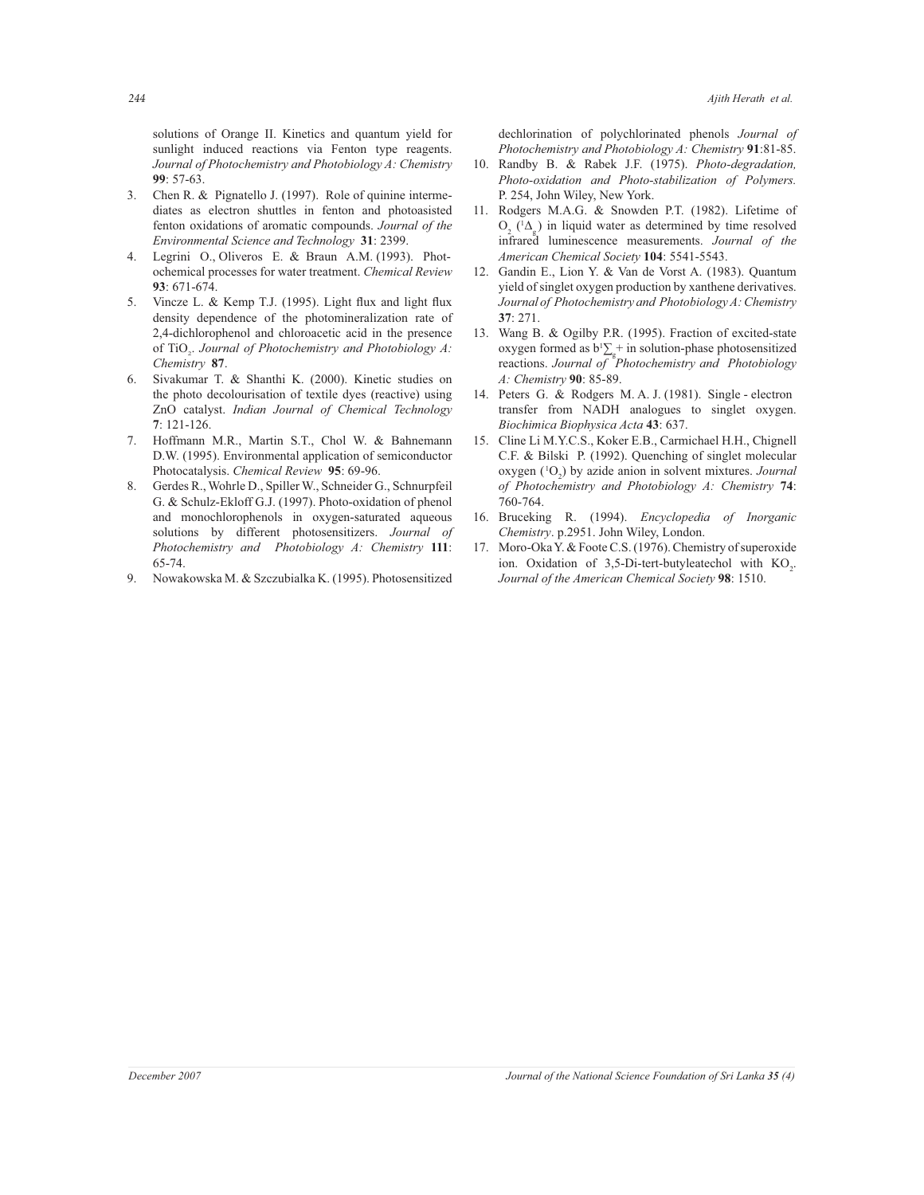solutions of Orange II. Kinetics and quantum yield for sunlight induced reactions via Fenton type reagents. *Journal of Photochemistry and Photobiology A: Chemistry* **99**: 57-63.

3. Chen R. & Pignatello J. (1997). Role of quinine intermediates as electron shuttles in fenton and photoasisted fenton oxidations of aromatic compounds. *Journal of the Environmental Science and Technology* **31**: 2399.
4. Legrini O., Oliveros E. & Braun A.M. (1993). Photochemical processes for water treatment. *Chemical Review* **93**: 671-674.
5. Vincze L. & Kemp T.J. (1995). Light flux and light flux density dependence of the photomineralization rate of 2,4-dichlorophenol and chloroacetic acid in the presence of $TiO_2$. *Journal of Photochemistry and Photobiology A: Chemistry* **87**.
6. Sivakumar T. & Shanthi K. (2000). Kinetic studies on the photo decolourisation of textile dyes (reactive) using ZnO catalyst. *Indian Journal of Chemical Technology* **7**: 121-126.
7. Hoffmann M.R., Martin S.T., Chol W. & Bahnemann D.W. (1995). Environmental application of semiconductor Photocatalysis. *Chemical Review* **95**: 69-96.
8. Gerdes R., Wohrle D., Spiller W., Schneider G., Schnurpfeil G. & Schulz-Ekloff G.J. (1997). Photo-oxidation of phenol and monochlorophenols in oxygen-saturated aqueous solutions by different photosensitizers. *Journal of Photochemistry and Photobiology A: Chemistry* **111**: 65-74.
9. Nowakowska M. & Szczubialka K. (1995). Photosensitized dechlorination of polychlorinated phenols *Journal of Photochemistry and Photobiology A: Chemistry* **91**:81-85.
10. Randby B. & Rabek J.F. (1975). *Photo-degradation, Photo-oxidation and Photo-stabilization of Polymers.* P. 254, John Wiley, New York.
11. Rodgers M.A.G. & Snowden P.T. (1982). Lifetime of $O_2$ ($^1\Delta_g$) in liquid water as determined by time resolved infrared luminescence measurements. *Journal of the American Chemical Society* **104**: 5541-5543.
12. Gandin E., Lion Y. & Van de Vorst A. (1983). Quantum yield of singlet oxygen production by xanthene derivatives. *Journal of Photochemistry and Photobiology A: Chemistry* **37**: 271.
13. Wang B. & Ogilby P.R. (1995). Fraction of excited-state oxygen formed as $b^1\Sigma_g+$ in solution-phase photosensitized reactions. *Journal of Photochemistry and Photobiology A: Chemistry* **90**: 85-89.
14. Peters G. & Rodgers M. A. J. (1981). Single - electron transfer from NADH analogues to singlet oxygen. *Biochimica Biophysica Acta* **43**: 637.
15. Cline Li M.Y.C.S., Koker E.B., Carmichael H.H., Chignell C.F. & Bilski P. (1992). Quenching of singlet molecular oxygen ($^1O_2$) by azide anion in solvent mixtures. *Journal of Photochemistry and Photobiology A: Chemistry* **74**: 760-764.
16. Bruceking R. (1994). *Encyclopedia of Inorganic Chemistry*. p.2951. John Wiley, London.
17. Moro-Oka Y. & Foote C.S. (1976). Chemistry of superoxide ion. Oxidation of 3,5-Di-tert-butyleatechol with $KO_2$. *Journal of the American Chemical Society* **98**: 1510.